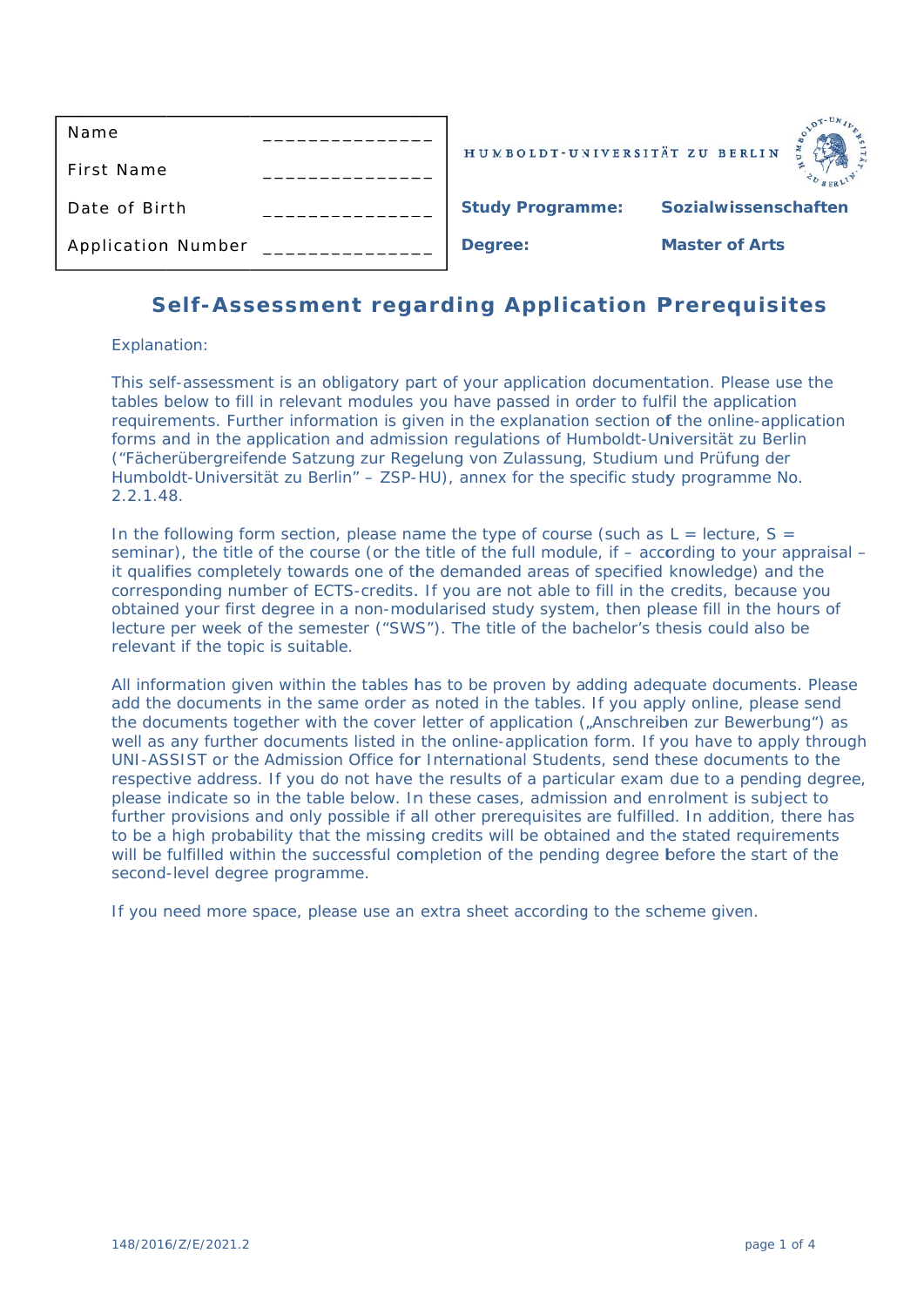| Name | _______________ |
|---|---|
| First Name | _______________ |
| Date of Birth | _______________ |
| Application Number | _______________ |

HUMBOLDT-UNIVERSITÄT ZU BERLIN

| **Study Programme:** | **Sozialwissenschaften** |
|---|---|
| **Degree:** | **Master of Arts** |

# Self-Assessment regarding Application Prerequisites

Explanation:

This self-assessment is an obligatory part of your application documentation. Please use the tables below to fill in relevant modules you have passed in order to fulfil the application requirements. Further information is given in the explanation section of the online-application forms and in the application and admission regulations of Humboldt-Universität zu Berlin ("Fächerübergreifende Satzung zur Regelung von Zulassung, Studium und Prüfung der Humboldt-Universität zu Berlin" – ZSP-HU), annex for the specific study programme No. 2.2.1.48.

In the following form section, please name the type of course (such as L = lecture, S = seminar), the title of the course (or the title of the full module, if – according to your appraisal – it qualifies completely towards one of the demanded areas of specified knowledge) and the corresponding number of ECTS-credits. If you are not able to fill in the credits, because you obtained your first degree in a non-modularised study system, then please fill in the hours of lecture per week of the semester ("SWS"). The title of the bachelor's thesis could also be relevant if the topic is suitable.

All information given within the tables has to be proven by adding adequate documents. Please add the documents in the same order as noted in the tables. If you apply online, please send the documents together with the cover letter of application („Anschreiben zur Bewerbung") as well as any further documents listed in the online-application form. If you have to apply through UNI-ASSIST or the Admission Office for International Students, send these documents to the respective address. If you do not have the results of a particular exam due to a pending degree, please indicate so in the table below. In these cases, admission and enrolment is subject to further provisions and only possible if all other prerequisites are fulfilled. In addition, there has to be a high probability that the missing credits will be obtained and the stated requirements will be fulfilled within the successful completion of the pending degree before the start of the second-level degree programme.

If you need more space, please use an extra sheet according to the scheme given.

148/2016/Z/E/2021.2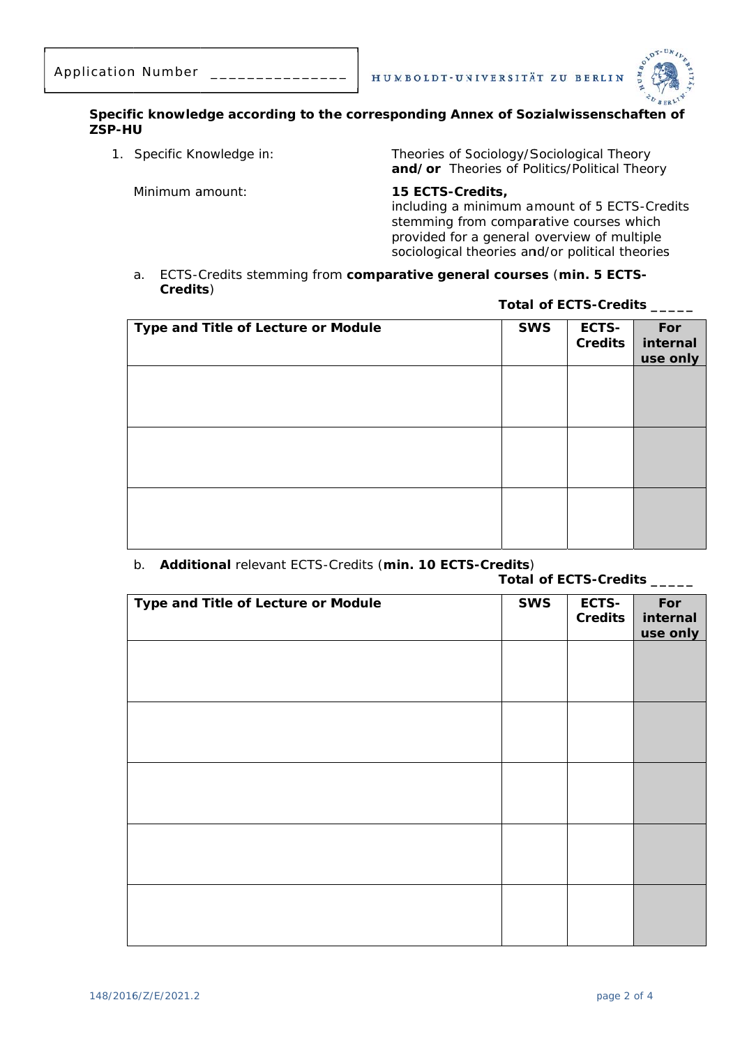Application Number _______________

HUMBOLDT-UNIVERSITÄT ZU BERLIN

**Specific knowledge according to the corresponding Annex of Sozialwissenschaften of ZSP-HU**

1. Specific Knowledge in: Theories of Sociology/Sociological Theory **and/or** Theories of Politics/Political Theory

   Minimum amount: **15 ECTS-Credits,** including a minimum amount of 5 ECTS-Credits stemming from comparative courses which provided for a general overview of multiple sociological theories and/or political theories

   a. ECTS-Credits stemming from **comparative general courses** (**min. 5 ECTS-Credits**)

   **Total of ECTS-Credits _____**

| Type and Title of Lecture or Module | SWS | ECTS-Credits | For internal use only |
|---|---|---|---|
| | | | |
| | | | |
| | | | |

   b. **Additional** relevant ECTS-Credits (**min. 10 ECTS-Credits**)

   **Total of ECTS-Credits _____**

| Type and Title of Lecture or Module | SWS | ECTS-Credits | For internal use only |
|---|---|---|---|
| | | | |
| | | | |
| | | | |
| | | | |
| | | | |

148/2016/Z/E/2021.2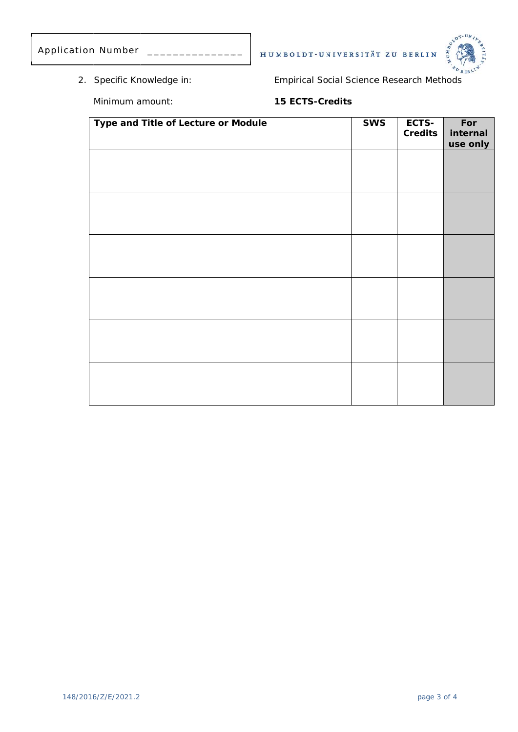Application Number _______________

HUMBOLDT-UNIVERSITÄT ZU BERLIN

2. Specific Knowledge in: Empirical Social Science Research Methods

   Minimum amount: **15 ECTS-Credits**

| **Type and Title of Lecture or Module** | **SWS** | **ECTS-Credits** | **For internal use only** |
|---|---|---|---|
| | | | |
| | | | |
| | | | |
| | | | |
| | | | |
| | | | |

148/2016/Z/E/2021.2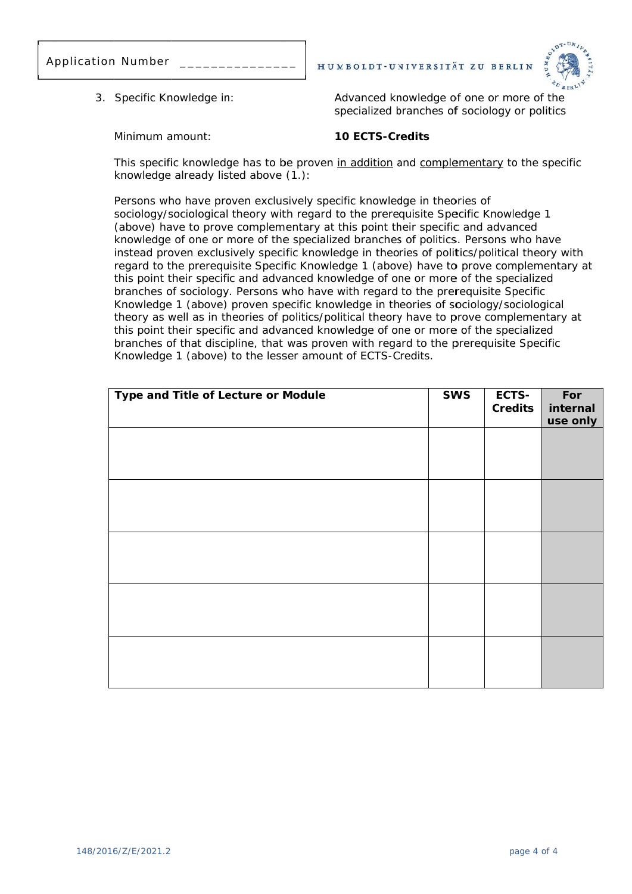Application Number _______________

3. Specific Knowledge in: Advanced knowledge of one or more of the specialized branches of sociology or politics

   Minimum amount: **10 ECTS-Credits**

   This specific knowledge has to be proven in addition and complementary to the specific knowledge already listed above (1.):

   Persons who have proven exclusively specific knowledge in theories of sociology/sociological theory with regard to the prerequisite Specific Knowledge 1 (above) have to prove complementary at this point their specific and advanced knowledge of one or more of the specialized branches of politics. Persons who have instead proven exclusively specific knowledge in theories of politics/political theory with regard to the prerequisite Specific Knowledge 1 (above) have to prove complementary at this point their specific and advanced knowledge of one or more of the specialized branches of sociology. Persons who have with regard to the prerequisite Specific Knowledge 1 (above) proven specific knowledge in theories of sociology/sociological theory as well as in theories of politics/political theory have to prove complementary at this point their specific and advanced knowledge of one or more of the specialized branches of that discipline, that was proven with regard to the prerequisite Specific Knowledge 1 (above) to the lesser amount of ECTS-Credits.

| **Type and Title of Lecture or Module** | **SWS** | **ECTS-Credits** | **For internal use only** |
|---|---|---|---|
| | | | |
| | | | |
| | | | |
| | | | |
| | | | |

148/2016/Z/E/2021.2